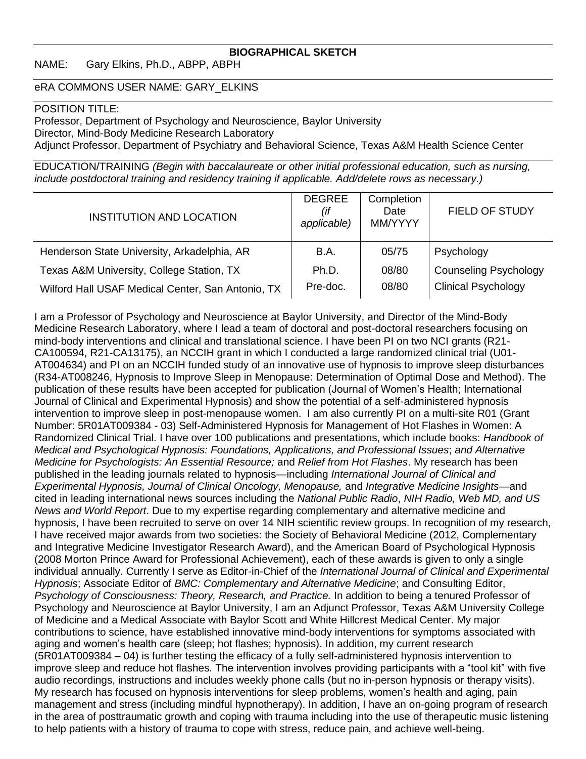**BIOGRAPHICAL SKETCH**

NAME: Gary Elkins, Ph.D., ABPP, ABPH

eRA COMMONS USER NAME: GARY_ELKINS

POSITION TITLE:
Professor, Department of Psychology and Neuroscience, Baylor University
Director, Mind-Body Medicine Research Laboratory
Adjunct Professor, Department of Psychiatry and Behavioral Science, Texas A&M Health Science Center

EDUCATION/TRAINING *(Begin with baccalaureate or other initial professional education, such as nursing, include postdoctoral training and residency training if applicable. Add/delete rows as necessary.)*

| INSTITUTION AND LOCATION | DEGREE *(if applicable)* | Completion Date MM/YYYY | FIELD OF STUDY |
|---|---|---|---|
| Henderson State University, Arkadelphia, AR | B.A. | 05/75 | Psychology |
| Texas A&M University, College Station, TX | Ph.D. | 08/80 | Counseling Psychology |
| Wilford Hall USAF Medical Center, San Antonio, TX | Pre-doc. | 08/80 | Clinical Psychology |

I am a Professor of Psychology and Neuroscience at Baylor University, and Director of the Mind-Body Medicine Research Laboratory, where I lead a team of doctoral and post-doctoral researchers focusing on mind-body interventions and clinical and translational science. I have been PI on two NCI grants (R21-CA100594, R21-CA13175), an NCCIH grant in which I conducted a large randomized clinical trial (U01-AT004634) and PI on an NCCIH funded study of an innovative use of hypnosis to improve sleep disturbances (R34-AT008246, Hypnosis to Improve Sleep in Menopause: Determination of Optimal Dose and Method). The publication of these results have been accepted for publication (Journal of Women's Health; International Journal of Clinical and Experimental Hypnosis) and show the potential of a self-administered hypnosis intervention to improve sleep in post-menopause women. I am also currently PI on a multi-site R01 (Grant Number: 5R01AT009384 - 03) Self-Administered Hypnosis for Management of Hot Flashes in Women: A Randomized Clinical Trial. I have over 100 publications and presentations, which include books: *Handbook of Medical and Psychological Hypnosis: Foundations, Applications, and Professional Issues*; *and Alternative Medicine for Psychologists: An Essential Resource;* and *Relief from Hot Flashes*. My research has been published in the leading journals related to hypnosis—including *International Journal of Clinical and Experimental Hypnosis, Journal of Clinical Oncology, Menopause,* and *Integrative Medicine Insights*—and cited in leading international news sources including the *National Public Radio*, *NIH Radio, Web MD, and US News and World Report*. Due to my expertise regarding complementary and alternative medicine and hypnosis, I have been recruited to serve on over 14 NIH scientific review groups. In recognition of my research, I have received major awards from two societies: the Society of Behavioral Medicine (2012, Complementary and Integrative Medicine Investigator Research Award), and the American Board of Psychological Hypnosis (2008 Morton Prince Award for Professional Achievement), each of these awards is given to only a single individual annually. Currently I serve as Editor-in-Chief of the *International Journal of Clinical and Experimental Hypnosis*; Associate Editor of *BMC: Complementary and Alternative Medicine*; and Consulting Editor, *Psychology of Consciousness: Theory, Research, and Practice.* In addition to being a tenured Professor of Psychology and Neuroscience at Baylor University, I am an Adjunct Professor, Texas A&M University College of Medicine and a Medical Associate with Baylor Scott and White Hillcrest Medical Center. My major contributions to science, have established innovative mind-body interventions for symptoms associated with aging and women's health care (sleep; hot flashes; hypnosis). In addition, my current research (5R01AT009384 – 04) is further testing the efficacy of a fully self-administered hypnosis intervention to improve sleep and reduce hot flashes*.* The intervention involves providing participants with a "tool kit" with five audio recordings, instructions and includes weekly phone calls (but no in-person hypnosis or therapy visits). My research has focused on hypnosis interventions for sleep problems, women's health and aging, pain management and stress (including mindful hypnotherapy). In addition, I have an on-going program of research in the area of posttraumatic growth and coping with trauma including into the use of therapeutic music listening to help patients with a history of trauma to cope with stress, reduce pain, and achieve well-being.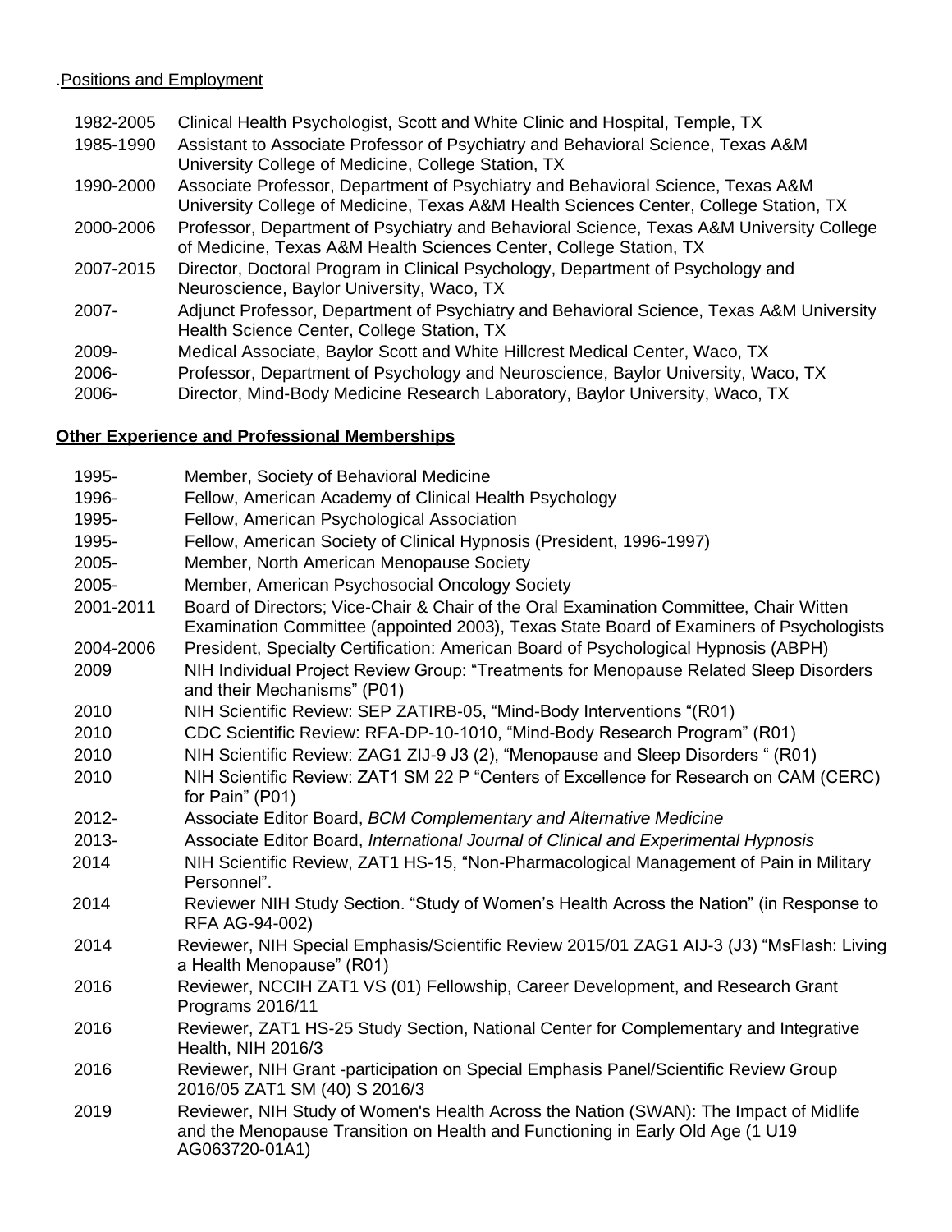.Positions and Employment

| | |
|---|---|
| 1982-2005 | Clinical Health Psychologist, Scott and White Clinic and Hospital, Temple, TX |
| 1985-1990 | Assistant to Associate Professor of Psychiatry and Behavioral Science, Texas A&M University College of Medicine, College Station, TX |
| 1990-2000 | Associate Professor, Department of Psychiatry and Behavioral Science, Texas A&M University College of Medicine, Texas A&M Health Sciences Center, College Station, TX |
| 2000-2006 | Professor, Department of Psychiatry and Behavioral Science, Texas A&M University College of Medicine, Texas A&M Health Sciences Center, College Station, TX |
| 2007-2015 | Director, Doctoral Program in Clinical Psychology, Department of Psychology and Neuroscience, Baylor University, Waco, TX |
| 2007- | Adjunct Professor, Department of Psychiatry and Behavioral Science, Texas A&M University Health Science Center, College Station, TX |
| 2009- | Medical Associate, Baylor Scott and White Hillcrest Medical Center, Waco, TX |
| 2006- | Professor, Department of Psychology and Neuroscience, Baylor University, Waco, TX |
| 2006- | Director, Mind-Body Medicine Research Laboratory, Baylor University, Waco, TX |

**Other Experience and Professional Memberships**

| | |
|---|---|
| 1995- | Member, Society of Behavioral Medicine |
| 1996- | Fellow, American Academy of Clinical Health Psychology |
| 1995- | Fellow, American Psychological Association |
| 1995- | Fellow, American Society of Clinical Hypnosis (President, 1996-1997) |
| 2005- | Member, North American Menopause Society |
| 2005- | Member, American Psychosocial Oncology Society |
| 2001-2011 | Board of Directors; Vice-Chair & Chair of the Oral Examination Committee, Chair Witten Examination Committee (appointed 2003), Texas State Board of Examiners of Psychologists |
| 2004-2006 | President, Specialty Certification: American Board of Psychological Hypnosis (ABPH) |
| 2009 | NIH Individual Project Review Group: "Treatments for Menopause Related Sleep Disorders and their Mechanisms" (P01) |
| 2010 | NIH Scientific Review: SEP ZATIRB-05, "Mind-Body Interventions "(R01) |
| 2010 | CDC Scientific Review: RFA-DP-10-1010, "Mind-Body Research Program" (R01) |
| 2010 | NIH Scientific Review: ZAG1 ZIJ-9 J3 (2), "Menopause and Sleep Disorders " (R01) |
| 2010 | NIH Scientific Review: ZAT1 SM 22 P "Centers of Excellence for Research on CAM (CERC) for Pain" (P01) |
| 2012- | Associate Editor Board, *BCM Complementary and Alternative Medicine* |
| 2013- | Associate Editor Board, *International Journal of Clinical and Experimental Hypnosis* |
| 2014 | NIH Scientific Review, ZAT1 HS-15, "Non-Pharmacological Management of Pain in Military Personnel". |
| 2014 | Reviewer NIH Study Section. "Study of Women's Health Across the Nation" (in Response to RFA AG-94-002) |
| 2014 | Reviewer, NIH Special Emphasis/Scientific Review 2015/01 ZAG1 AIJ-3 (J3) "MsFlash: Living a Health Menopause" (R01) |
| 2016 | Reviewer, NCCIH ZAT1 VS (01) Fellowship, Career Development, and Research Grant Programs 2016/11 |
| 2016 | Reviewer, ZAT1 HS-25 Study Section, National Center for Complementary and Integrative Health, NIH 2016/3 |
| 2016 | Reviewer, NIH Grant -participation on Special Emphasis Panel/Scientific Review Group 2016/05 ZAT1 SM (40) S 2016/3 |
| 2019 | Reviewer, NIH Study of Women's Health Across the Nation (SWAN): The Impact of Midlife and the Menopause Transition on Health and Functioning in Early Old Age (1 U19 AG063720-01A1) |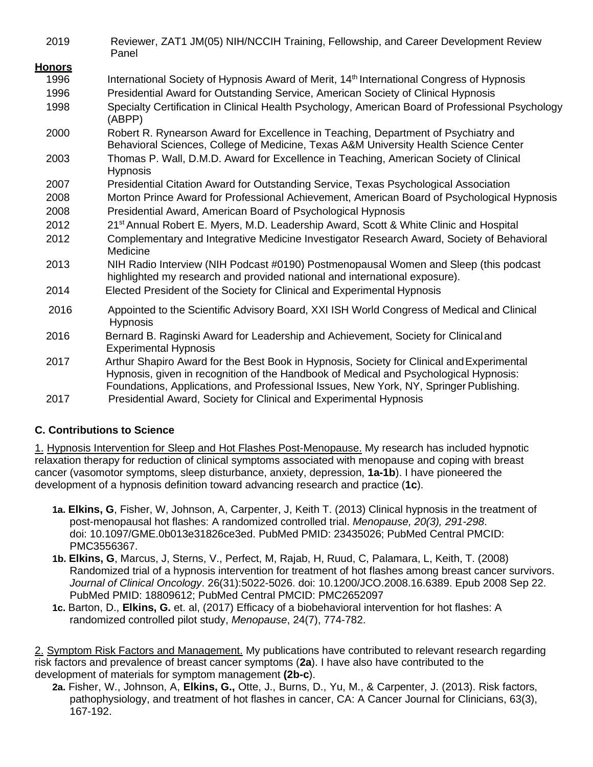| | |
|---|---|
| 2019 | Reviewer, ZAT1 JM(05) NIH/NCCIH Training, Fellowship, and Career Development Review Panel |

**Honors**

| | |
|---|---|
| 1996 | International Society of Hypnosis Award of Merit, 14th International Congress of Hypnosis |
| 1996 | Presidential Award for Outstanding Service, American Society of Clinical Hypnosis |
| 1998 | Specialty Certification in Clinical Health Psychology, American Board of Professional Psychology (ABPP) |
| 2000 | Robert R. Rynearson Award for Excellence in Teaching, Department of Psychiatry and Behavioral Sciences, College of Medicine, Texas A&M University Health Science Center |
| 2003 | Thomas P. Wall, D.M.D. Award for Excellence in Teaching, American Society of Clinical Hypnosis |
| 2007 | Presidential Citation Award for Outstanding Service, Texas Psychological Association |
| 2008 | Morton Prince Award for Professional Achievement, American Board of Psychological Hypnosis |
| 2008 | Presidential Award, American Board of Psychological Hypnosis |
| 2012 | 21st Annual Robert E. Myers, M.D. Leadership Award, Scott & White Clinic and Hospital |
| 2012 | Complementary and Integrative Medicine Investigator Research Award, Society of Behavioral Medicine |
| 2013 | NIH Radio Interview (NIH Podcast #0190) Postmenopausal Women and Sleep (this podcast highlighted my research and provided national and international exposure). |
| 2014 | Elected President of the Society for Clinical and Experimental Hypnosis |
| 2016 | Appointed to the Scientific Advisory Board, XXI ISH World Congress of Medical and Clinical Hypnosis |
| 2016 | Bernard B. Raginski Award for Leadership and Achievement, Society for Clinical and Experimental Hypnosis |
| 2017 | Arthur Shapiro Award for the Best Book in Hypnosis, Society for Clinical and Experimental Hypnosis, given in recognition of the Handbook of Medical and Psychological Hypnosis: Foundations, Applications, and Professional Issues, New York, NY, Springer Publishing. |
| 2017 | Presidential Award, Society for Clinical and Experimental Hypnosis |

### C. Contributions to Science

1. Hypnosis Intervention for Sleep and Hot Flashes Post-Menopause. My research has included hypnotic relaxation therapy for reduction of clinical symptoms associated with menopause and coping with breast cancer (vasomotor symptoms, sleep disturbance, anxiety, depression, **1a-1b**). I have pioneered the development of a hypnosis definition toward advancing research and practice (**1c**).

- **1a. Elkins, G**, Fisher, W, Johnson, A, Carpenter, J, Keith T. (2013) Clinical hypnosis in the treatment of post-menopausal hot flashes: A randomized controlled trial. *Menopause, 20(3), 291-298*. doi: 10.1097/GME.0b013e31826ce3ed. PubMed PMID: 23435026; PubMed Central PMCID: PMC3556367.
- **1b. Elkins, G**, Marcus, J, Sterns, V., Perfect, M, Rajab, H, Ruud, C, Palamara, L, Keith, T. (2008) Randomized trial of a hypnosis intervention for treatment of hot flashes among breast cancer survivors. *Journal of Clinical Oncology*. 26(31):5022-5026. doi: 10.1200/JCO.2008.16.6389. Epub 2008 Sep 22. PubMed PMID: 18809612; PubMed Central PMCID: PMC2652097
- **1c.** Barton, D., **Elkins, G.** et. al, (2017) Efficacy of a biobehavioral intervention for hot flashes: A randomized controlled pilot study, *Menopause*, 24(7), 774-782.

2. Symptom Risk Factors and Management. My publications have contributed to relevant research regarding risk factors and prevalence of breast cancer symptoms (**2a**). I have also have contributed to the development of materials for symptom management **(2b-c**).

- **2a.** Fisher, W., Johnson, A, **Elkins, G.,** Otte, J., Burns, D., Yu, M., & Carpenter, J. (2013). Risk factors, pathophysiology, and treatment of hot flashes in cancer, CA: A Cancer Journal for Clinicians, 63(3), 167-192.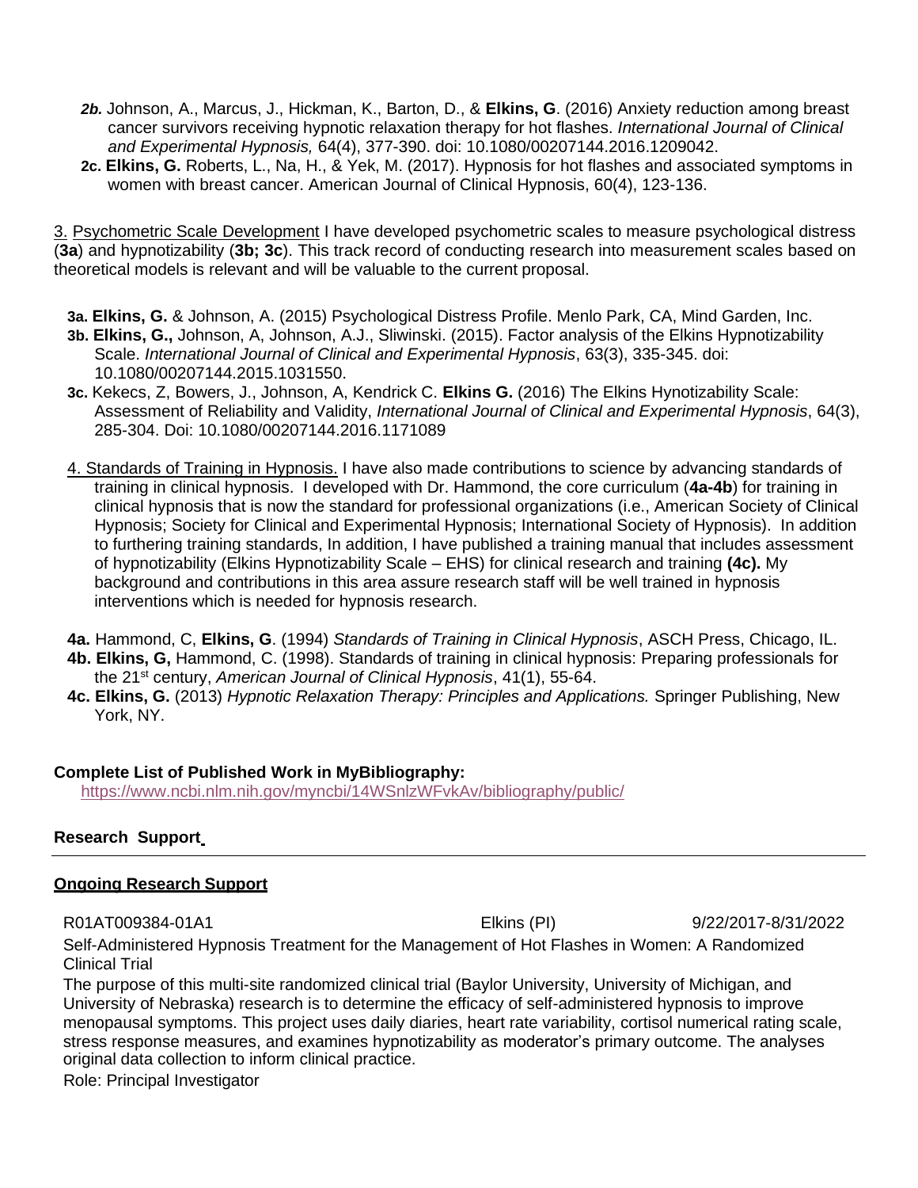- ***2b.*** Johnson, A., Marcus, J., Hickman, K., Barton, D., & **Elkins, G**. (2016) Anxiety reduction among breast cancer survivors receiving hypnotic relaxation therapy for hot flashes. *International Journal of Clinical and Experimental Hypnosis,* 64(4), 377-390. doi: 10.1080/00207144.2016.1209042.
- **2c. Elkins, G.** Roberts, L., Na, H., & Yek, M. (2017). Hypnosis for hot flashes and associated symptoms in women with breast cancer. American Journal of Clinical Hypnosis, 60(4), 123-136.

3. <u>Psychometric Scale Development</u> I have developed psychometric scales to measure psychological distress (**3a**) and hypnotizability (**3b; 3c**). This track record of conducting research into measurement scales based on theoretical models is relevant and will be valuable to the current proposal.

- **3a. Elkins, G.** & Johnson, A. (2015) Psychological Distress Profile. Menlo Park, CA, Mind Garden, Inc.
- **3b. Elkins, G.,** Johnson, A, Johnson, A.J., Sliwinski. (2015). Factor analysis of the Elkins Hypnotizability Scale. *International Journal of Clinical and Experimental Hypnosis*, 63(3), 335-345. doi: 10.1080/00207144.2015.1031550.
- **3c.** Kekecs, Z, Bowers, J., Johnson, A, Kendrick C. **Elkins G.** (2016) The Elkins Hynotizability Scale: Assessment of Reliability and Validity, *International Journal of Clinical and Experimental Hypnosis*, 64(3), 285-304. Doi: 10.1080/00207144.2016.1171089

4. <u>Standards of Training in Hypnosis.</u> I have also made contributions to science by advancing standards of training in clinical hypnosis. I developed with Dr. Hammond, the core curriculum (**4a-4b**) for training in clinical hypnosis that is now the standard for professional organizations (i.e., American Society of Clinical Hypnosis; Society for Clinical and Experimental Hypnosis; International Society of Hypnosis). In addition to furthering training standards, In addition, I have published a training manual that includes assessment of hypnotizability (Elkins Hypnotizability Scale – EHS) for clinical research and training **(4c).** My background and contributions in this area assure research staff will be well trained in hypnosis interventions which is needed for hypnosis research.

- **4a.** Hammond, C, **Elkins, G**. (1994) *Standards of Training in Clinical Hypnosis*, ASCH Press, Chicago, IL.
- **4b. Elkins, G,** Hammond, C. (1998). Standards of training in clinical hypnosis: Preparing professionals for the 21st century, *American Journal of Clinical Hypnosis*, 41(1), 55-64.
- **4c. Elkins, G.** (2013) *Hypnotic Relaxation Therapy: Principles and Applications.* Springer Publishing, New York, NY.

**Complete List of Published Work in MyBibliography:**
https://www.ncbi.nlm.nih.gov/myncbi/14WSnlzWFvkAv/bibliography/public/

## Research Support

### Ongoing Research Support

R01AT009384-01A1 Elkins (PI) 9/22/2017-8/31/2022

Self-Administered Hypnosis Treatment for the Management of Hot Flashes in Women: A Randomized Clinical Trial

The purpose of this multi-site randomized clinical trial (Baylor University, University of Michigan, and University of Nebraska) research is to determine the efficacy of self-administered hypnosis to improve menopausal symptoms. This project uses daily diaries, heart rate variability, cortisol numerical rating scale, stress response measures, and examines hypnotizability as moderator's primary outcome. The analyses original data collection to inform clinical practice.

Role: Principal Investigator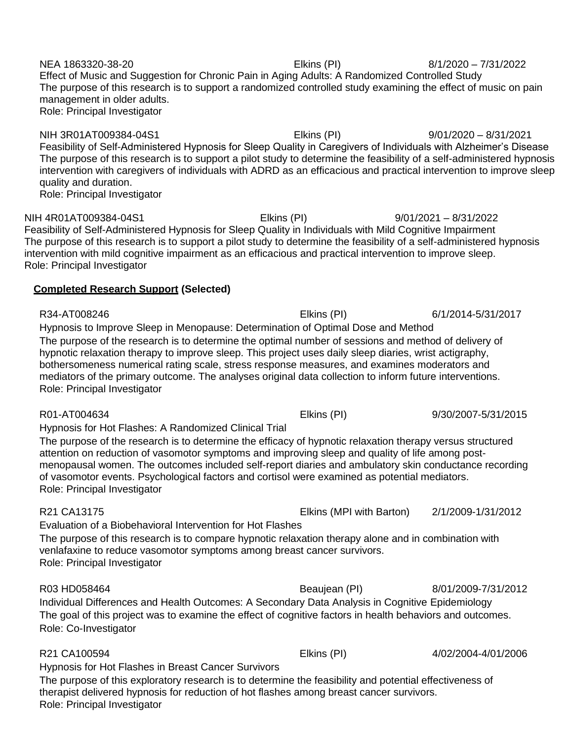NEA 1863320-38-20 Elkins (PI) 8/1/2020 – 7/31/2022
Effect of Music and Suggestion for Chronic Pain in Aging Adults: A Randomized Controlled Study
The purpose of this research is to support a randomized controlled study examining the effect of music on pain management in older adults.
Role: Principal Investigator

NIH 3R01AT009384-04S1 Elkins (PI) 9/01/2020 – 8/31/2021
Feasibility of Self-Administered Hypnosis for Sleep Quality in Caregivers of Individuals with Alzheimer's Disease
The purpose of this research is to support a pilot study to determine the feasibility of a self-administered hypnosis intervention with caregivers of individuals with ADRD as an efficacious and practical intervention to improve sleep quality and duration.
Role: Principal Investigator

NIH 4R01AT009384-04S1 Elkins (PI) 9/01/2021 – 8/31/2022
Feasibility of Self-Administered Hypnosis for Sleep Quality in Individuals with Mild Cognitive Impairment
The purpose of this research is to support a pilot study to determine the feasibility of a self-administered hypnosis intervention with mild cognitive impairment as an efficacious and practical intervention to improve sleep.
Role: Principal Investigator

**Completed Research Support (Selected)**

R34-AT008246 Elkins (PI) 6/1/2014-5/31/2017
Hypnosis to Improve Sleep in Menopause: Determination of Optimal Dose and Method
The purpose of the research is to determine the optimal number of sessions and method of delivery of hypnotic relaxation therapy to improve sleep. This project uses daily sleep diaries, wrist actigraphy, bothersomeness numerical rating scale, stress response measures, and examines moderators and mediators of the primary outcome. The analyses original data collection to inform future interventions.
Role: Principal Investigator

R01-AT004634 Elkins (PI) 9/30/2007-5/31/2015
Hypnosis for Hot Flashes: A Randomized Clinical Trial
The purpose of the research is to determine the efficacy of hypnotic relaxation therapy versus structured attention on reduction of vasomotor symptoms and improving sleep and quality of life among post-menopausal women. The outcomes included self-report diaries and ambulatory skin conductance recording of vasomotor events. Psychological factors and cortisol were examined as potential mediators.
Role: Principal Investigator

R21 CA13175 Elkins (MPI with Barton) 2/1/2009-1/31/2012
Evaluation of a Biobehavioral Intervention for Hot Flashes
The purpose of this research is to compare hypnotic relaxation therapy alone and in combination with venlafaxine to reduce vasomotor symptoms among breast cancer survivors.
Role: Principal Investigator

R03 HD058464 Beaujean (PI) 8/01/2009-7/31/2012
Individual Differences and Health Outcomes: A Secondary Data Analysis in Cognitive Epidemiology
The goal of this project was to examine the effect of cognitive factors in health behaviors and outcomes.
Role: Co-Investigator

R21 CA100594 Elkins (PI) 4/02/2004-4/01/2006
Hypnosis for Hot Flashes in Breast Cancer Survivors
The purpose of this exploratory research is to determine the feasibility and potential effectiveness of therapist delivered hypnosis for reduction of hot flashes among breast cancer survivors.
Role: Principal Investigator